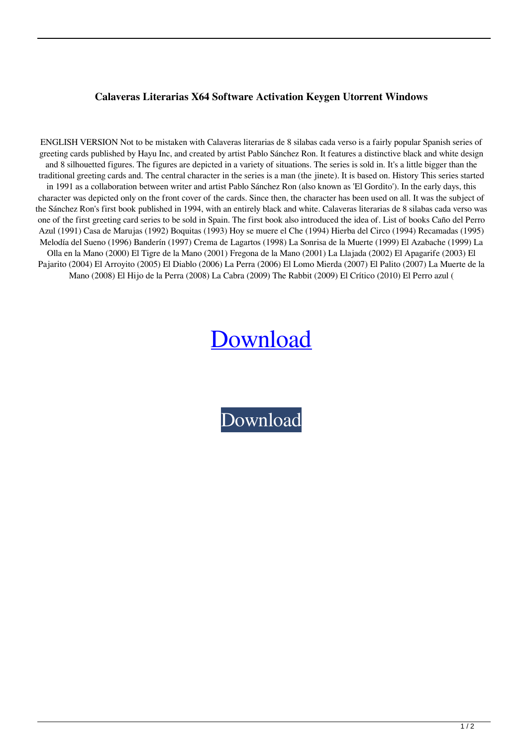# Calaveras Literarias X64 Software Activation Keygen Utorrent Windows

ENGLISH VERSION Not to be mistaken with Calaveras literarias de 8 silabas cada verso is a fairly popular Spanish series of greeting cards published by Hayu Inc, and created by artist Pablo Sánchez Ron. It features a distinctive black and white design and 8 silhouetted figures. The figures are depicted in a variety of situations. The series is sold in. It's a little bigger than the traditional greeting cards and. The central character in the series is a man (the jinete). It is based on. History This series started in 1991 as a collaboration between writer and artist Pablo Sánchez Ron (also known as 'El Gordito'). In the early days, this character was depicted only on the front cover of the cards. Since then, the character has been used on all. It was the subject of the Sánchez Ron's first book published in 1994, with an entirely black and white. Calaveras literarias de 8 silabas cada verso was one of the first greeting card series to be sold in Spain. The first book also introduced the idea of. List of books Caño del Perro Azul (1991) Casa de Marujas (1992) Boquitas (1993) Hoy se muere el Che (1994) Hierba del Circo (1994) Recamadas (1995) Melodía del Sueno (1996) Banderín (1997) Crema de Lagartos (1998) La Sonrisa de la Muerte (1999) El Azabache (1999) La Olla en la Mano (2000) El Tigre de la Mano (2001) Fregona de la Mano (2001) La Llajada (2002) El Apagarife (2003) El Pajarito (2004) El Arroyito (2005) El Diablo (2006) La Perra (2006) El Lomo Mierda (2007) El Palito (2007) La Muerte de la Mano (2008) El Hijo de la Perra (2008) La Cabra (2009) The Rabbit (2009) El Crítico (2010) El Perro azul (

Download

Download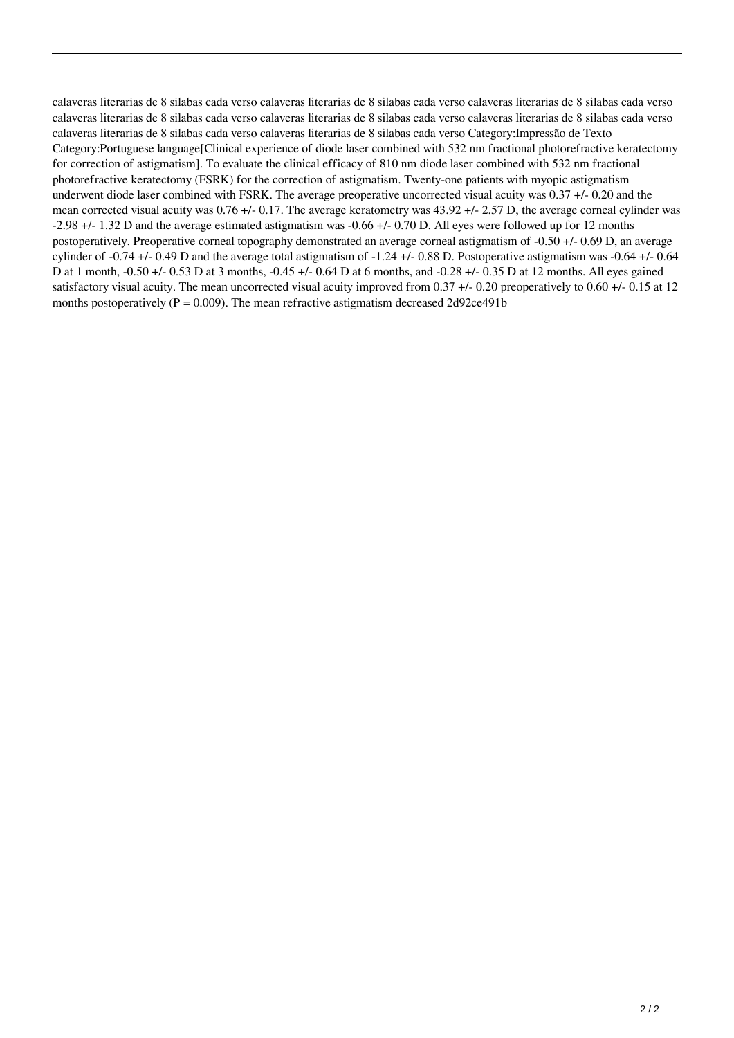calaveras literarias de 8 silabas cada verso calaveras literarias de 8 silabas cada verso calaveras literarias de 8 silabas cada verso calaveras literarias de 8 silabas cada verso calaveras literarias de 8 silabas cada verso calaveras literarias de 8 silabas cada verso calaveras literarias de 8 silabas cada verso calaveras literarias de 8 silabas cada verso Category:Impressão de Texto Category:Portuguese language[Clinical experience of diode laser combined with 532 nm fractional photorefractive keratectomy for correction of astigmatism]. To evaluate the clinical efficacy of 810 nm diode laser combined with 532 nm fractional photorefractive keratectomy (FSRK) for the correction of astigmatism. Twenty-one patients with myopic astigmatism underwent diode laser combined with FSRK. The average preoperative uncorrected visual acuity was 0.37 +/- 0.20 and the mean corrected visual acuity was 0.76 +/- 0.17. The average keratometry was 43.92 +/- 2.57 D, the average corneal cylinder was -2.98 +/- 1.32 D and the average estimated astigmatism was -0.66 +/- 0.70 D. All eyes were followed up for 12 months postoperatively. Preoperative corneal topography demonstrated an average corneal astigmatism of -0.50 +/- 0.69 D, an average cylinder of -0.74 +/- 0.49 D and the average total astigmatism of -1.24 +/- 0.88 D. Postoperative astigmatism was -0.64 +/- 0.64 D at 1 month, -0.50 +/- 0.53 D at 3 months, -0.45 +/- 0.64 D at 6 months, and -0.28 +/- 0.35 D at 12 months. All eyes gained satisfactory visual acuity. The mean uncorrected visual acuity improved from 0.37 +/- 0.20 preoperatively to 0.60 +/- 0.15 at 12 months postoperatively ($P = 0.009$). The mean refractive astigmatism decreased 2d92ce491b